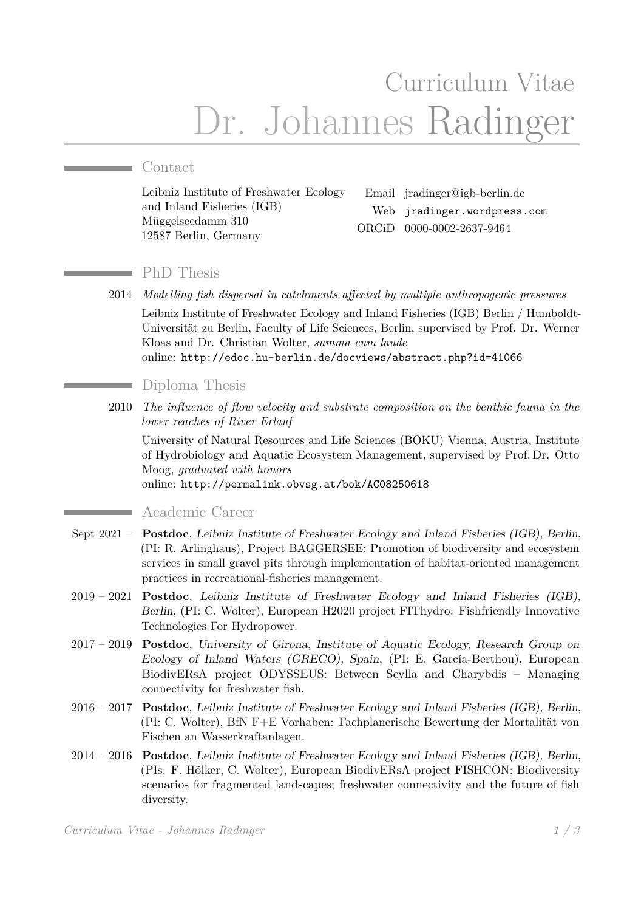# Curriculum Vitae
# Dr. Johannes Radinger

## Contact

Leibniz Institute of Freshwater Ecology and Inland Fisheries (IGB)
Müggelseedamm 310
12587 Berlin, Germany

Email jradinger@igb-berlin.de
Web jradinger.wordpress.com
ORCiD 0000-0002-2637-9464

## PhD Thesis

2014 *Modelling fish dispersal in catchments affected by multiple anthropogenic pressures*

Leibniz Institute of Freshwater Ecology and Inland Fisheries (IGB) Berlin / Humboldt-Universität zu Berlin, Faculty of Life Sciences, Berlin, supervised by Prof. Dr. Werner Kloas and Dr. Christian Wolter, *summa cum laude*
online: http://edoc.hu-berlin.de/docviews/abstract.php?id=41066

## Diploma Thesis

2010 *The influence of flow velocity and substrate composition on the benthic fauna in the lower reaches of River Erlauf*

University of Natural Resources and Life Sciences (BOKU) Vienna, Austria, Institute of Hydrobiology and Aquatic Ecosystem Management, supervised by Prof. Dr. Otto Moog, *graduated with honors*
online: http://permalink.obvsg.at/bok/AC08250618

## Academic Career

Sept 2021 – **Postdoc**, *Leibniz Institute of Freshwater Ecology and Inland Fisheries (IGB), Berlin*, (PI: R. Arlinghaus), Project BAGGERSEE: Promotion of biodiversity and ecosystem services in small gravel pits through implementation of habitat-oriented management practices in recreational-fisheries management.

2019 – 2021 **Postdoc**, *Leibniz Institute of Freshwater Ecology and Inland Fisheries (IGB), Berlin*, (PI: C. Wolter), European H2020 project FIThydro: Fishfriendly Innovative Technologies For Hydropower.

2017 – 2019 **Postdoc**, *University of Girona, Institute of Aquatic Ecology, Research Group on Ecology of Inland Waters (GRECO), Spain*, (PI: E. García-Berthou), European BiodivERsA project ODYSSEUS: Between Scylla and Charybdis – Managing connectivity for freshwater fish.

2016 – 2017 **Postdoc**, *Leibniz Institute of Freshwater Ecology and Inland Fisheries (IGB), Berlin*, (PI: C. Wolter), BfN F+E Vorhaben: Fachplanerische Bewertung der Mortalität von Fischen an Wasserkraftanlagen.

2014 – 2016 **Postdoc**, *Leibniz Institute of Freshwater Ecology and Inland Fisheries (IGB), Berlin*, (PIs: F. Hölker, C. Wolter), European BiodivERsA project FISHCON: Biodiversity scenarios for fragmented landscapes; freshwater connectivity and the future of fish diversity.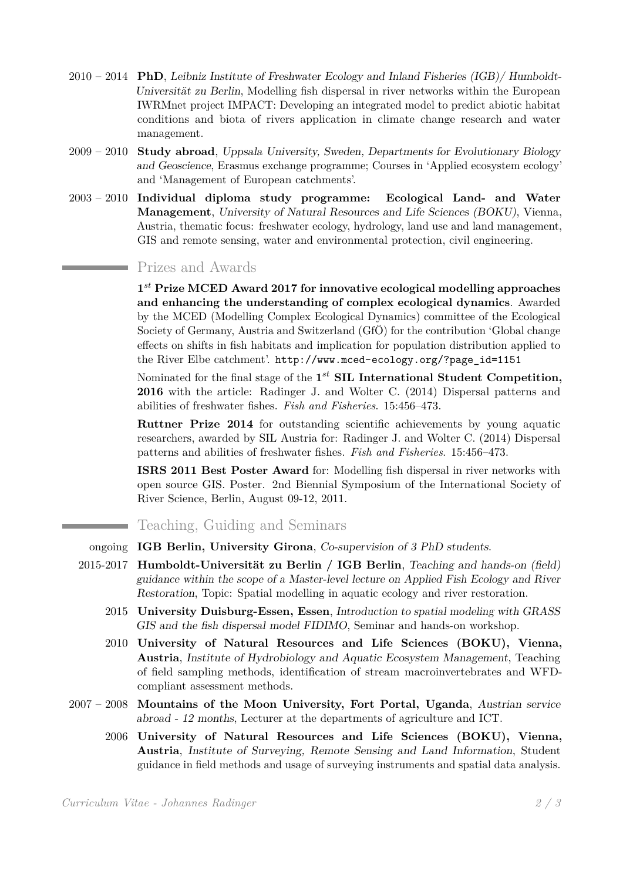2010 – 2014 **PhD**, *Leibniz Institute of Freshwater Ecology and Inland Fisheries (IGB)/ Humboldt-Universität zu Berlin*, Modelling fish dispersal in river networks within the European IWRMnet project IMPACT: Developing an integrated model to predict abiotic habitat conditions and biota of rivers application in climate change research and water management.

2009 – 2010 **Study abroad**, *Uppsala University, Sweden, Departments for Evolutionary Biology and Geoscience*, Erasmus exchange programme; Courses in 'Applied ecosystem ecology' and 'Management of European catchments'.

2003 – 2010 **Individual diploma study programme: Ecological Land- and Water Management**, *University of Natural Resources and Life Sciences (BOKU)*, Vienna, Austria, thematic focus: freshwater ecology, hydrology, land use and land management, GIS and remote sensing, water and environmental protection, civil engineering.

## Prizes and Awards

**1^st^ Prize MCED Award 2017 for innovative ecological modelling approaches and enhancing the understanding of complex ecological dynamics**. Awarded by the MCED (Modelling Complex Ecological Dynamics) committee of the Ecological Society of Germany, Austria and Switzerland (GfÖ) for the contribution 'Global change effects on shifts in fish habitats and implication for population distribution applied to the River Elbe catchment'. `http://www.mced-ecology.org/?page_id=1151`

Nominated for the final stage of the **1^st^ SIL International Student Competition, 2016** with the article: Radinger J. and Wolter C. (2014) Dispersal patterns and abilities of freshwater fishes. *Fish and Fisheries*. 15:456–473.

**Ruttner Prize 2014** for outstanding scientific achievements by young aquatic researchers, awarded by SIL Austria for: Radinger J. and Wolter C. (2014) Dispersal patterns and abilities of freshwater fishes. *Fish and Fisheries*. 15:456–473.

**ISRS 2011 Best Poster Award** for: Modelling fish dispersal in river networks with open source GIS. Poster. 2nd Biennial Symposium of the International Society of River Science, Berlin, August 09-12, 2011.

## Teaching, Guiding and Seminars

ongoing **IGB Berlin, University Girona**, *Co-supervision of 3 PhD students*.

2015-2017 **Humboldt-Universität zu Berlin / IGB Berlin**, *Teaching and hands-on (field) guidance within the scope of a Master-level lecture on Applied Fish Ecology and River Restoration*, Topic: Spatial modelling in aquatic ecology and river restoration.

2015 **University Duisburg-Essen, Essen**, *Introduction to spatial modeling with GRASS GIS and the fish dispersal model FIDIMO*, Seminar and hands-on workshop.

2010 **University of Natural Resources and Life Sciences (BOKU), Vienna, Austria**, *Institute of Hydrobiology and Aquatic Ecosystem Management*, Teaching of field sampling methods, identification of stream macroinvertebrates and WFD-compliant assessment methods.

2007 – 2008 **Mountains of the Moon University, Fort Portal, Uganda**, *Austrian service abroad - 12 months*, Lecturer at the departments of agriculture and ICT.

2006 **University of Natural Resources and Life Sciences (BOKU), Vienna, Austria**, *Institute of Surveying, Remote Sensing and Land Information*, Student guidance in field methods and usage of surveying instruments and spatial data analysis.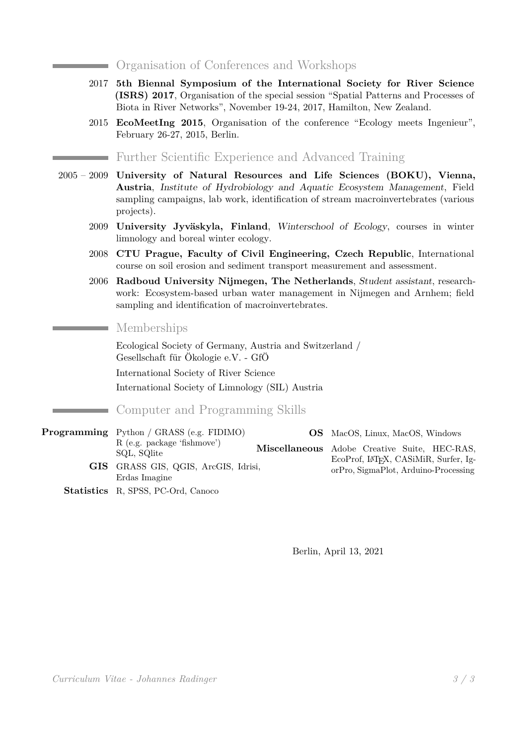## Organisation of Conferences and Workshops

2017 **5th Biennal Symposium of the International Society for River Science (ISRS) 2017**, Organisation of the special session "Spatial Patterns and Processes of Biota in River Networks", November 19-24, 2017, Hamilton, New Zealand.

2015 **EcoMeetIng 2015**, Organisation of the conference "Ecology meets Ingenieur", February 26-27, 2015, Berlin.

## Further Scientific Experience and Advanced Training

2005 – 2009 **University of Natural Resources and Life Sciences (BOKU), Vienna, Austria**, *Institute of Hydrobiology and Aquatic Ecosystem Management*, Field sampling campaigns, lab work, identification of stream macroinvertebrates (various projects).

2009 **University Jyväskyla, Finland**, *Winterschool of Ecology*, courses in winter limnology and boreal winter ecology.

2008 **CTU Prague, Faculty of Civil Engineering, Czech Republic**, International course on soil erosion and sediment transport measurement and assessment.

2006 **Radboud University Nijmegen, The Netherlands**, *Student assistant*, researchwork: Ecosystem-based urban water management in Nijmegen and Arnhem; field sampling and identification of macroinvertebrates.

## Memberships

Ecological Society of Germany, Austria and Switzerland / Gesellschaft für Ökologie e.V. - GfÖ

International Society of River Science

International Society of Limnology (SIL) Austria

## Computer and Programming Skills

**Programming** Python / GRASS (e.g. FIDIMO)
R (e.g. package 'fishmove')
SQL, SQlite

**GIS** GRASS GIS, QGIS, ArcGIS, Idrisi, Erdas Imagine

**Statistics** R, SPSS, PC-Ord, Canoco

**OS** MacOS, Linux, MacOS, Windows

**Miscellaneous** Adobe Creative Suite, HEC-RAS, EcoProf, LaTeX, CASiMiR, Surfer, IgorPro, SigmaPlot, Arduino-Processing

Berlin, April 13, 2021